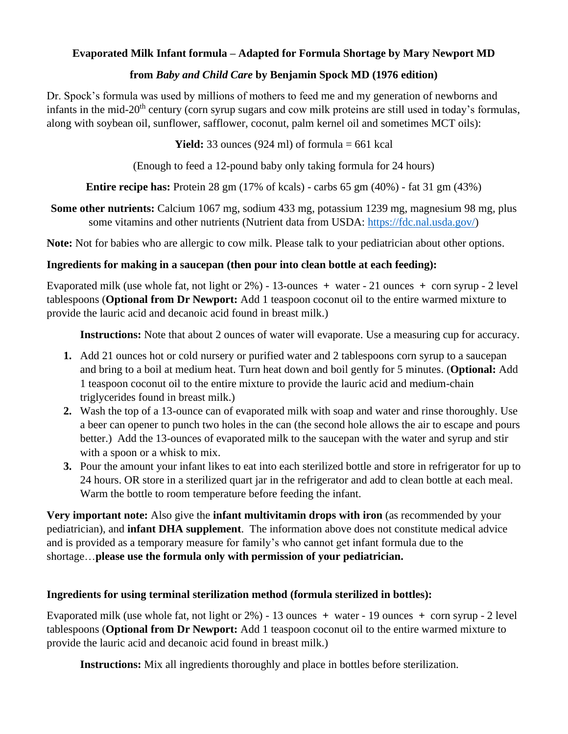## Evaporated Milk Infant formula – Adapted for Formula Shortage by Mary Newport MD

## from *Baby and Child Care* by Benjamin Spock MD (1976 edition)

Dr. Spock's formula was used by millions of mothers to feed me and my generation of newborns and infants in the mid-20th century (corn syrup sugars and cow milk proteins are still used in today's formulas, along with soybean oil, sunflower, safflower, coconut, palm kernel oil and sometimes MCT oils):

**Yield:** 33 ounces (924 ml) of formula = 661 kcal

(Enough to feed a 12-pound baby only taking formula for 24 hours)

**Entire recipe has:** Protein 28 gm (17% of kcals) - carbs 65 gm (40%) - fat 31 gm (43%)

**Some other nutrients:** Calcium 1067 mg, sodium 433 mg, potassium 1239 mg, magnesium 98 mg, plus some vitamins and other nutrients (Nutrient data from USDA: https://fdc.nal.usda.gov/)

**Note:** Not for babies who are allergic to cow milk. Please talk to your pediatrician about other options.

### Ingredients for making in a saucepan (then pour into clean bottle at each feeding):

Evaporated milk (use whole fat, not light or 2%) - 13-ounces + water - 21 ounces + corn syrup - 2 level tablespoons (**Optional from Dr Newport:** Add 1 teaspoon coconut oil to the entire warmed mixture to provide the lauric acid and decanoic acid found in breast milk.)

**Instructions:** Note that about 2 ounces of water will evaporate. Use a measuring cup for accuracy.

1. Add 21 ounces hot or cold nursery or purified water and 2 tablespoons corn syrup to a saucepan and bring to a boil at medium heat. Turn heat down and boil gently for 5 minutes. (**Optional:** Add 1 teaspoon coconut oil to the entire mixture to provide the lauric acid and medium-chain triglycerides found in breast milk.)
2. Wash the top of a 13-ounce can of evaporated milk with soap and water and rinse thoroughly. Use a beer can opener to punch two holes in the can (the second hole allows the air to escape and pours better.) Add the 13-ounces of evaporated milk to the saucepan with the water and syrup and stir with a spoon or a whisk to mix.
3. Pour the amount your infant likes to eat into each sterilized bottle and store in refrigerator for up to 24 hours. OR store in a sterilized quart jar in the refrigerator and add to clean bottle at each meal. Warm the bottle to room temperature before feeding the infant.

**Very important note:** Also give the **infant multivitamin drops with iron** (as recommended by your pediatrician), and **infant DHA supplement**. The information above does not constitute medical advice and is provided as a temporary measure for family's who cannot get infant formula due to the shortage…**please use the formula only with permission of your pediatrician.**

### Ingredients for using terminal sterilization method (formula sterilized in bottles):

Evaporated milk (use whole fat, not light or 2%) - 13 ounces + water - 19 ounces + corn syrup - 2 level tablespoons (**Optional from Dr Newport:** Add 1 teaspoon coconut oil to the entire warmed mixture to provide the lauric acid and decanoic acid found in breast milk.)

**Instructions:** Mix all ingredients thoroughly and place in bottles before sterilization.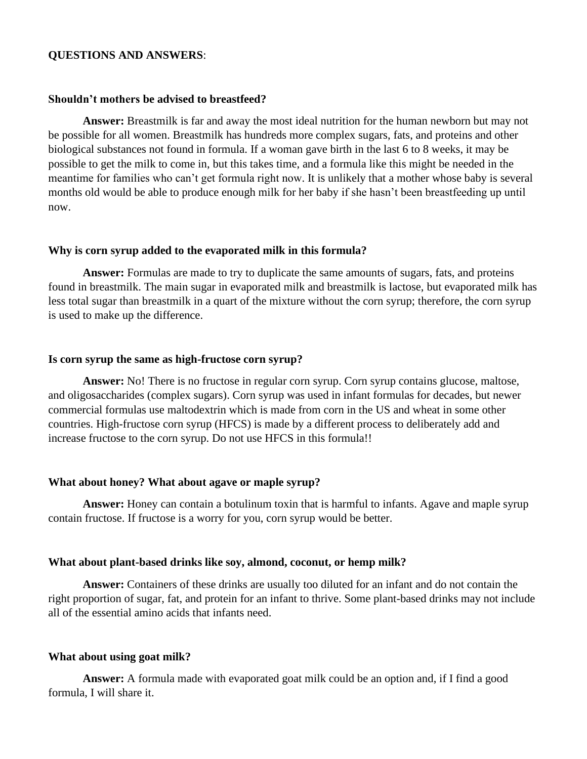**QUESTIONS AND ANSWERS**:

**Shouldn't mothers be advised to breastfeed?**

**Answer:** Breastmilk is far and away the most ideal nutrition for the human newborn but may not be possible for all women. Breastmilk has hundreds more complex sugars, fats, and proteins and other biological substances not found in formula. If a woman gave birth in the last 6 to 8 weeks, it may be possible to get the milk to come in, but this takes time, and a formula like this might be needed in the meantime for families who can't get formula right now. It is unlikely that a mother whose baby is several months old would be able to produce enough milk for her baby if she hasn't been breastfeeding up until now.

**Why is corn syrup added to the evaporated milk in this formula?**

**Answer:** Formulas are made to try to duplicate the same amounts of sugars, fats, and proteins found in breastmilk. The main sugar in evaporated milk and breastmilk is lactose, but evaporated milk has less total sugar than breastmilk in a quart of the mixture without the corn syrup; therefore, the corn syrup is used to make up the difference.

**Is corn syrup the same as high-fructose corn syrup?**

**Answer:** No! There is no fructose in regular corn syrup. Corn syrup contains glucose, maltose, and oligosaccharides (complex sugars). Corn syrup was used in infant formulas for decades, but newer commercial formulas use maltodextrin which is made from corn in the US and wheat in some other countries. High-fructose corn syrup (HFCS) is made by a different process to deliberately add and increase fructose to the corn syrup. Do not use HFCS in this formula!!

**What about honey? What about agave or maple syrup?**

**Answer:** Honey can contain a botulinum toxin that is harmful to infants. Agave and maple syrup contain fructose. If fructose is a worry for you, corn syrup would be better.

**What about plant-based drinks like soy, almond, coconut, or hemp milk?**

**Answer:** Containers of these drinks are usually too diluted for an infant and do not contain the right proportion of sugar, fat, and protein for an infant to thrive. Some plant-based drinks may not include all of the essential amino acids that infants need.

**What about using goat milk?**

**Answer:** A formula made with evaporated goat milk could be an option and, if I find a good formula, I will share it.